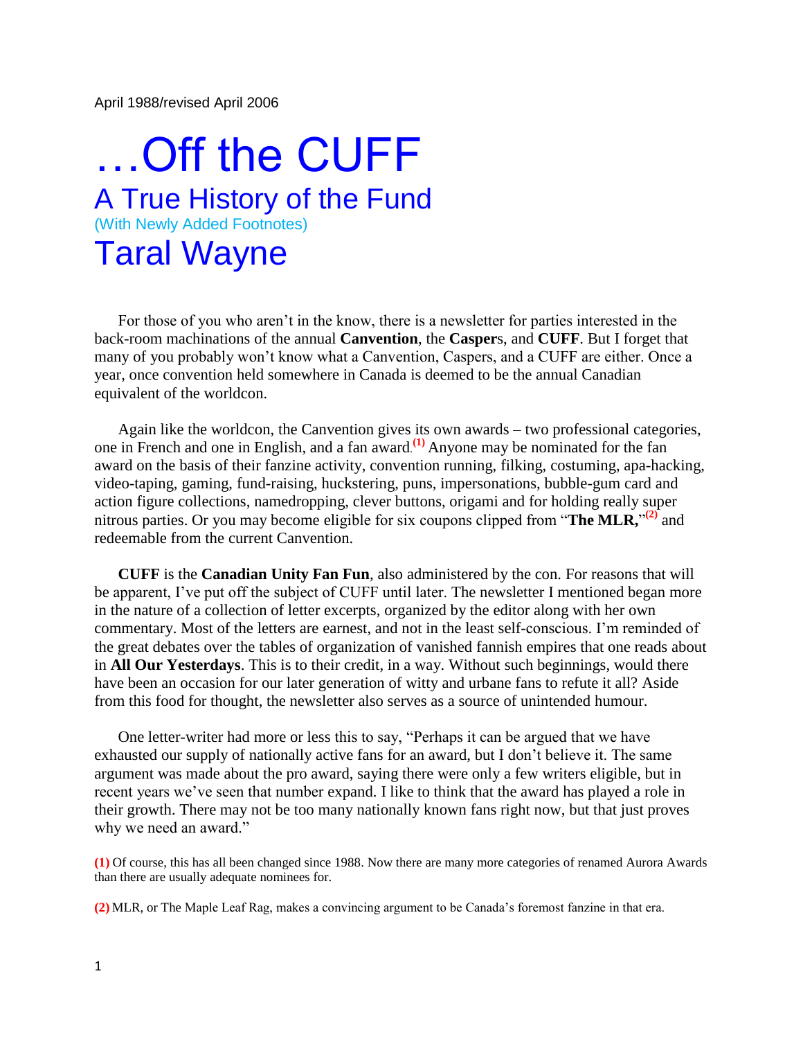April 1988/revised April 2006

# …Off the CUFF

## A True History of the Fund

(With Newly Added Footnotes)

## Taral Wayne

For those of you who aren't in the know, there is a newsletter for parties interested in the back-room machinations of the annual **Canvention**, the **Casper**s, and **CUFF**. But I forget that many of you probably won't know what a Canvention, Caspers, and a CUFF are either. Once a year, once convention held somewhere in Canada is deemed to be the annual Canadian equivalent of the worldcon.

Again like the worldcon, the Canvention gives its own awards – two professional categories, one in French and one in English, and a fan award.[(1)] Anyone may be nominated for the fan award on the basis of their fanzine activity, convention running, filking, costuming, apa-hacking, video-taping, gaming, fund-raising, huckstering, puns, impersonations, bubble-gum card and action figure collections, namedropping, clever buttons, origami and for holding really super nitrous parties. Or you may become eligible for six coupons clipped from "**The MLR,**"[(2)] and redeemable from the current Canvention.

**CUFF** is the **Canadian Unity Fan Fun**, also administered by the con. For reasons that will be apparent, I've put off the subject of CUFF until later. The newsletter I mentioned began more in the nature of a collection of letter excerpts, organized by the editor along with her own commentary. Most of the letters are earnest, and not in the least self-conscious. I'm reminded of the great debates over the tables of organization of vanished fannish empires that one reads about in **All Our Yesterdays**. This is to their credit, in a way. Without such beginnings, would there have been an occasion for our later generation of witty and urbane fans to refute it all? Aside from this food for thought, the newsletter also serves as a source of unintended humour.

One letter-writer had more or less this to say, "Perhaps it can be argued that we have exhausted our supply of nationally active fans for an award, but I don't believe it. The same argument was made about the pro award, saying there were only a few writers eligible, but in recent years we've seen that number expand. I like to think that the award has played a role in their growth. There may not be too many nationally known fans right now, but that just proves why we need an award."

**(1)** Of course, this has all been changed since 1988. Now there are many more categories of renamed Aurora Awards than there are usually adequate nominees for.

**(2)** MLR, or The Maple Leaf Rag, makes a convincing argument to be Canada's foremost fanzine in that era.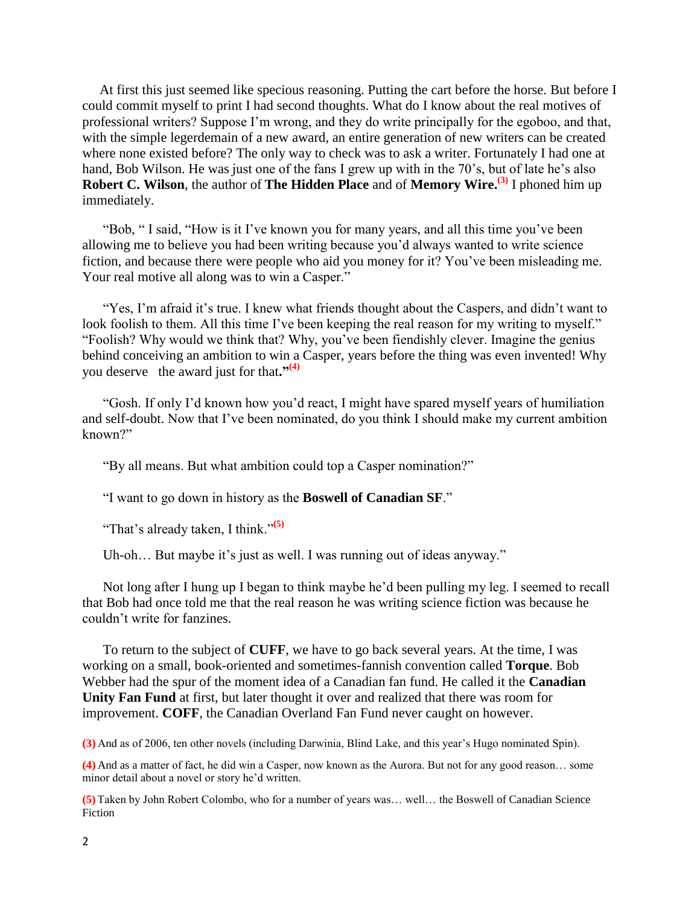At first this just seemed like specious reasoning. Putting the cart before the horse. But before I could commit myself to print I had second thoughts. What do I know about the real motives of professional writers? Suppose I'm wrong, and they do write principally for the egoboo, and that, with the simple legerdemain of a new award, an entire generation of new writers can be created where none existed before? The only way to check was to ask a writer. Fortunately I had one at hand, Bob Wilson. He was just one of the fans I grew up with in the 70's, but of late he's also **Robert C. Wilson**, the author of **The Hidden Place** and of **Memory Wire.**[(3)] I phoned him up immediately.

"Bob, " I said, "How is it I've known you for many years, and all this time you've been allowing me to believe you had been writing because you'd always wanted to write science fiction, and because there were people who aid you money for it? You've been misleading me. Your real motive all along was to win a Casper."

"Yes, I'm afraid it's true. I knew what friends thought about the Caspers, and didn't want to look foolish to them. All this time I've been keeping the real reason for my writing to myself." "Foolish? Why would we think that? Why, you've been fiendishly clever. Imagine the genius behind conceiving an ambition to win a Casper, years before the thing was even invented! Why you deserve the award just for that**.**"[(4)]

"Gosh. If only I'd known how you'd react, I might have spared myself years of humiliation and self-doubt. Now that I've been nominated, do you think I should make my current ambition known?"

"By all means. But what ambition could top a Casper nomination?"

"I want to go down in history as the **Boswell of Canadian SF**."

"That's already taken, I think."[(5)]

Uh-oh… But maybe it's just as well. I was running out of ideas anyway."

Not long after I hung up I began to think maybe he'd been pulling my leg. I seemed to recall that Bob had once told me that the real reason he was writing science fiction was because he couldn't write for fanzines.

To return to the subject of **CUFF**, we have to go back several years. At the time, I was working on a small, book-oriented and sometimes-fannish convention called **Torque**. Bob Webber had the spur of the moment idea of a Canadian fan fund. He called it the **Canadian Unity Fan Fund** at first, but later thought it over and realized that there was room for improvement. **COFF**, the Canadian Overland Fan Fund never caught on however.

**(3)** And as of 2006, ten other novels (including Darwinia, Blind Lake, and this year's Hugo nominated Spin).

**(4)** And as a matter of fact, he did win a Casper, now known as the Aurora. But not for any good reason… some minor detail about a novel or story he'd written.

**(5)** Taken by John Robert Colombo, who for a number of years was… well… the Boswell of Canadian Science Fiction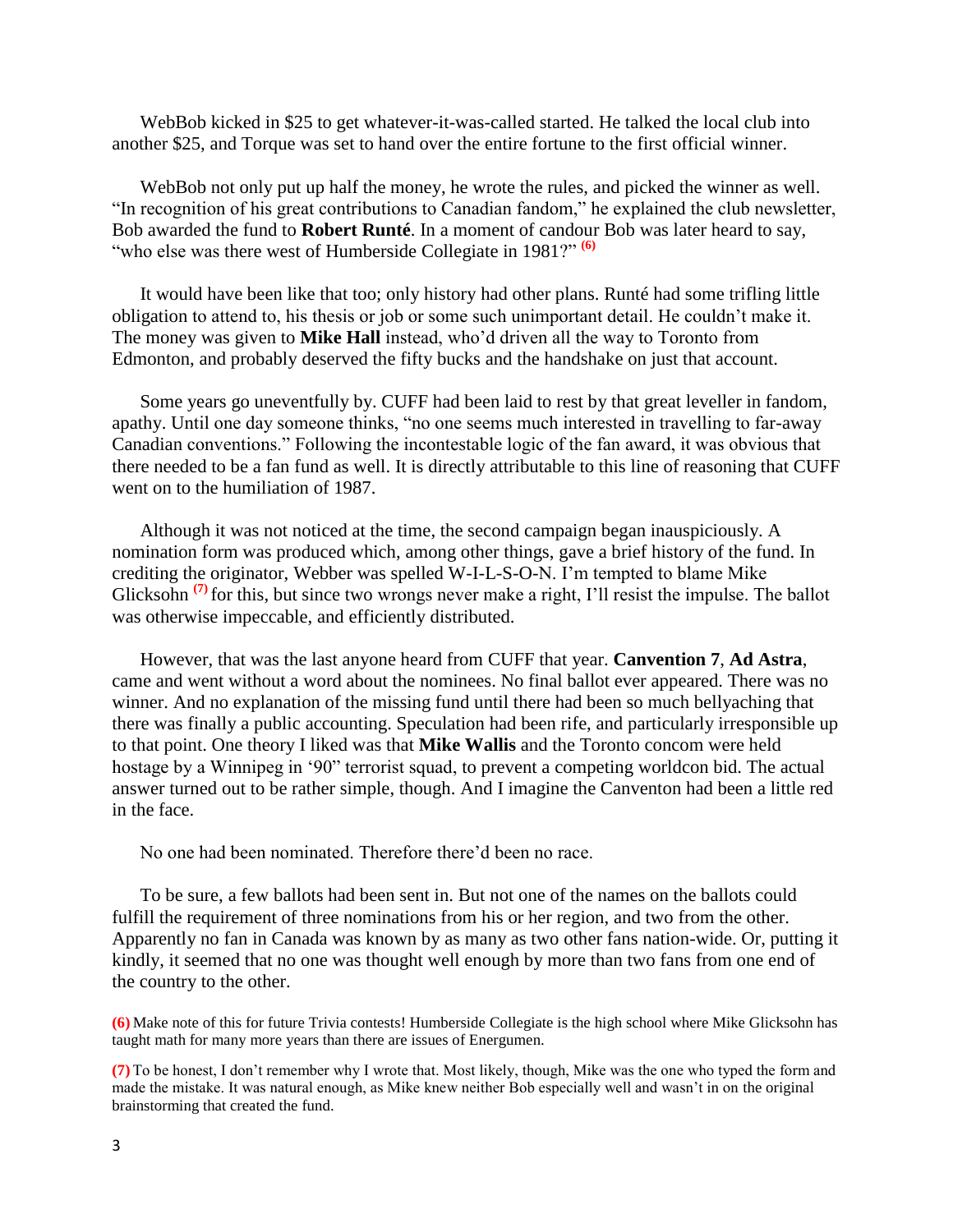WebBob kicked in $25 to get whatever-it-was-called started. He talked the local club into another $25, and Torque was set to hand over the entire fortune to the first official winner.

WebBob not only put up half the money, he wrote the rules, and picked the winner as well. "In recognition of his great contributions to Canadian fandom," he explained the club newsletter, Bob awarded the fund to **Robert Runté**. In a moment of candour Bob was later heard to say, "who else was there west of Humberside Collegiate in 1981?" (6)

It would have been like that too; only history had other plans. Runté had some trifling little obligation to attend to, his thesis or job or some such unimportant detail. He couldn't make it. The money was given to **Mike Hall** instead, who'd driven all the way to Toronto from Edmonton, and probably deserved the fifty bucks and the handshake on just that account.

Some years go uneventfully by. CUFF had been laid to rest by that great leveller in fandom, apathy. Until one day someone thinks, "no one seems much interested in travelling to far-away Canadian conventions." Following the incontestable logic of the fan award, it was obvious that there needed to be a fan fund as well. It is directly attributable to this line of reasoning that CUFF went on to the humiliation of 1987.

Although it was not noticed at the time, the second campaign began inauspiciously. A nomination form was produced which, among other things, gave a brief history of the fund. In crediting the originator, Webber was spelled W-I-L-S-O-N. I'm tempted to blame Mike Glicksohn (7) for this, but since two wrongs never make a right, I'll resist the impulse. The ballot was otherwise impeccable, and efficiently distributed.

However, that was the last anyone heard from CUFF that year. **Canvention 7**, **Ad Astra**, came and went without a word about the nominees. No final ballot ever appeared. There was no winner. And no explanation of the missing fund until there had been so much bellyaching that there was finally a public accounting. Speculation had been rife, and particularly irresponsible up to that point. One theory I liked was that **Mike Wallis** and the Toronto concom were held hostage by a Winnipeg in '90" terrorist squad, to prevent a competing worldcon bid. The actual answer turned out to be rather simple, though. And I imagine the Canventon had been a little red in the face.

No one had been nominated. Therefore there'd been no race.

To be sure, a few ballots had been sent in. But not one of the names on the ballots could fulfill the requirement of three nominations from his or her region, and two from the other. Apparently no fan in Canada was known by as many as two other fans nation-wide. Or, putting it kindly, it seemed that no one was thought well enough by more than two fans from one end of the country to the other.

(6) Make note of this for future Trivia contests! Humberside Collegiate is the high school where Mike Glicksohn has taught math for many more years than there are issues of Energumen.

(7) To be honest, I don't remember why I wrote that. Most likely, though, Mike was the one who typed the form and made the mistake. It was natural enough, as Mike knew neither Bob especially well and wasn't in on the original brainstorming that created the fund.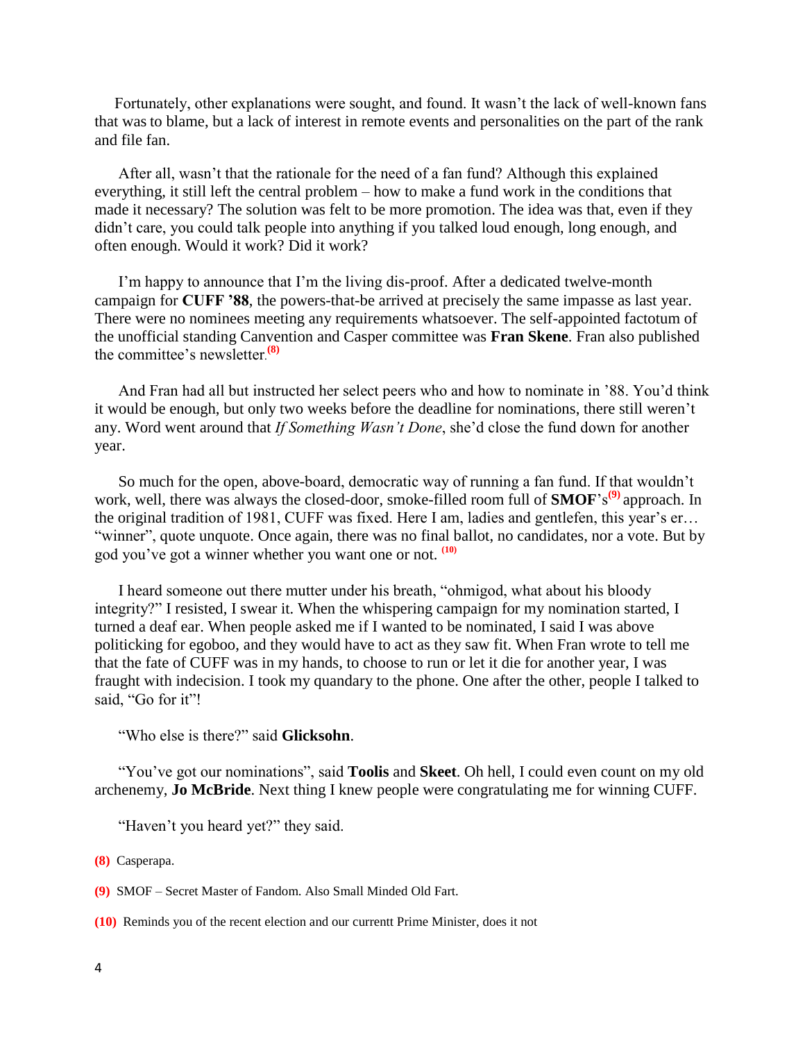Fortunately, other explanations were sought, and found. It wasn't the lack of well-known fans that was to blame, but a lack of interest in remote events and personalities on the part of the rank and file fan.

After all, wasn't that the rationale for the need of a fan fund? Although this explained everything, it still left the central problem – how to make a fund work in the conditions that made it necessary? The solution was felt to be more promotion. The idea was that, even if they didn't care, you could talk people into anything if you talked loud enough, long enough, and often enough. Would it work? Did it work?

I'm happy to announce that I'm the living dis-proof. After a dedicated twelve-month campaign for **CUFF '88**, the powers-that-be arrived at precisely the same impasse as last year. There were no nominees meeting any requirements whatsoever. The self-appointed factotum of the unofficial standing Canvention and Casper committee was **Fran Skene**. Fran also published the committee's newsletter.[8]

And Fran had all but instructed her select peers who and how to nominate in '88. You'd think it would be enough, but only two weeks before the deadline for nominations, there still weren't any. Word went around that *If Something Wasn't Done*, she'd close the fund down for another year.

So much for the open, above-board, democratic way of running a fan fund. If that wouldn't work, well, there was always the closed-door, smoke-filled room full of **SMOF**'s[9] approach. In the original tradition of 1981, CUFF was fixed. Here I am, ladies and gentlefen, this year's er… "winner", quote unquote. Once again, there was no final ballot, no candidates, nor a vote. But by god you've got a winner whether you want one or not. [10]

I heard someone out there mutter under his breath, "ohmigod, what about his bloody integrity?" I resisted, I swear it. When the whispering campaign for my nomination started, I turned a deaf ear. When people asked me if I wanted to be nominated, I said I was above politicking for egoboo, and they would have to act as they saw fit. When Fran wrote to tell me that the fate of CUFF was in my hands, to choose to run or let it die for another year, I was fraught with indecision. I took my quandary to the phone. One after the other, people I talked to said, "Go for it"!

"Who else is there?" said **Glicksohn**.

"You've got our nominations", said **Toolis** and **Skeet**. Oh hell, I could even count on my old archenemy, **Jo McBride**. Next thing I knew people were congratulating me for winning CUFF.

"Haven't you heard yet?" they said.

(8) Casperapa.

(9) SMOF – Secret Master of Fandom. Also Small Minded Old Fart.

(10) Reminds you of the recent election and our currentt Prime Minister, does it not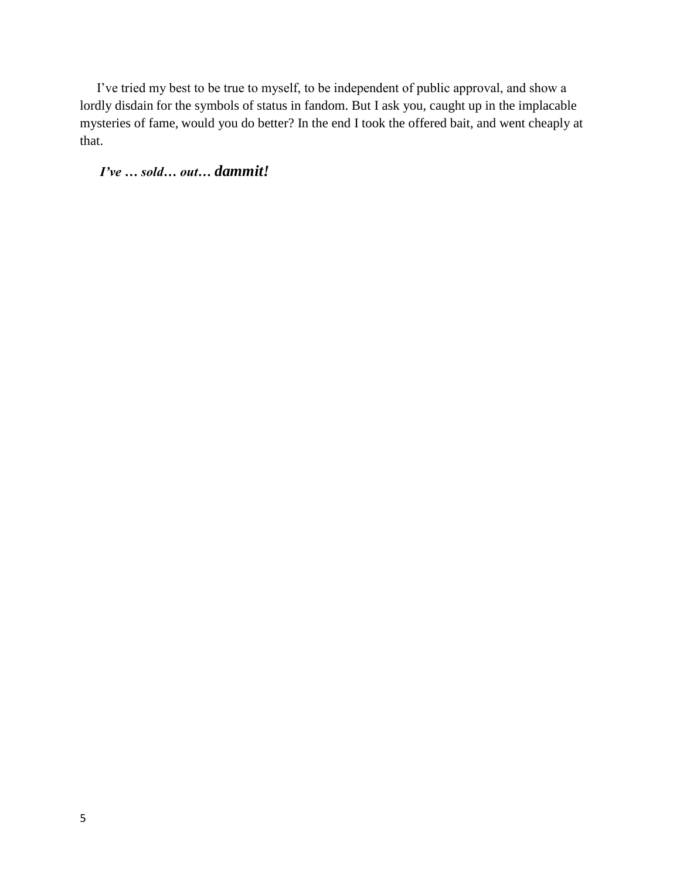I've tried my best to be true to myself, to be independent of public approval, and show a lordly disdain for the symbols of status in fandom. But I ask you, caught up in the implacable mysteries of fame, would you do better? In the end I took the offered bait, and went cheaply at that.

***I've … sold… out… dammit!***